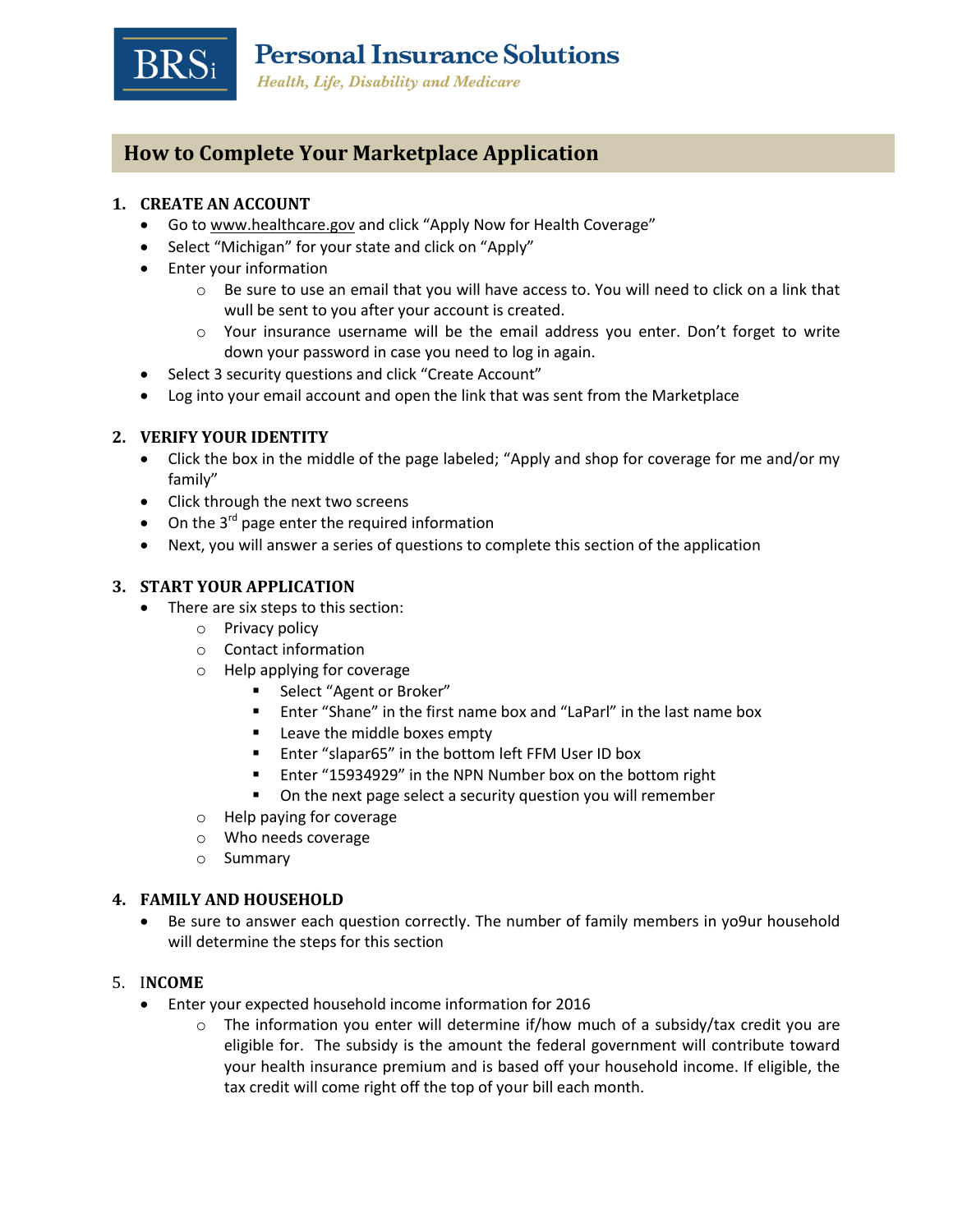BRSi **Personal Insurance Solutions**

*Health, Life, Disability and Medicare*

# How to Complete Your Marketplace Application

## 1. CREATE AN ACCOUNT

- Go to www.healthcare.gov and click "Apply Now for Health Coverage"
- Select "Michigan" for your state and click on "Apply"
- Enter your information
  - Be sure to use an email that you will have access to. You will need to click on a link that wull be sent to you after your account is created.
  - Your insurance username will be the email address you enter. Don't forget to write down your password in case you need to log in again.
- Select 3 security questions and click "Create Account"
- Log into your email account and open the link that was sent from the Marketplace

## 2. VERIFY YOUR IDENTITY

- Click the box in the middle of the page labeled; "Apply and shop for coverage for me and/or my family"
- Click through the next two screens
- On the 3rd page enter the required information
- Next, you will answer a series of questions to complete this section of the application

## 3. START YOUR APPLICATION

- There are six steps to this section:
  - Privacy policy
  - Contact information
  - Help applying for coverage
    - Select "Agent or Broker"
    - Enter "Shane" in the first name box and "LaParl" in the last name box
    - Leave the middle boxes empty
    - Enter "slapar65" in the bottom left FFM User ID box
    - Enter "15934929" in the NPN Number box on the bottom right
    - On the next page select a security question you will remember
  - Help paying for coverage
  - Who needs coverage
  - Summary

## 4. FAMILY AND HOUSEHOLD

- Be sure to answer each question correctly. The number of family members in yo9ur household will determine the steps for this section

## 5. INCOME

- Enter your expected household income information for 2016
  - The information you enter will determine if/how much of a subsidy/tax credit you are eligible for. The subsidy is the amount the federal government will contribute toward your health insurance premium and is based off your household income. If eligible, the tax credit will come right off the top of your bill each month.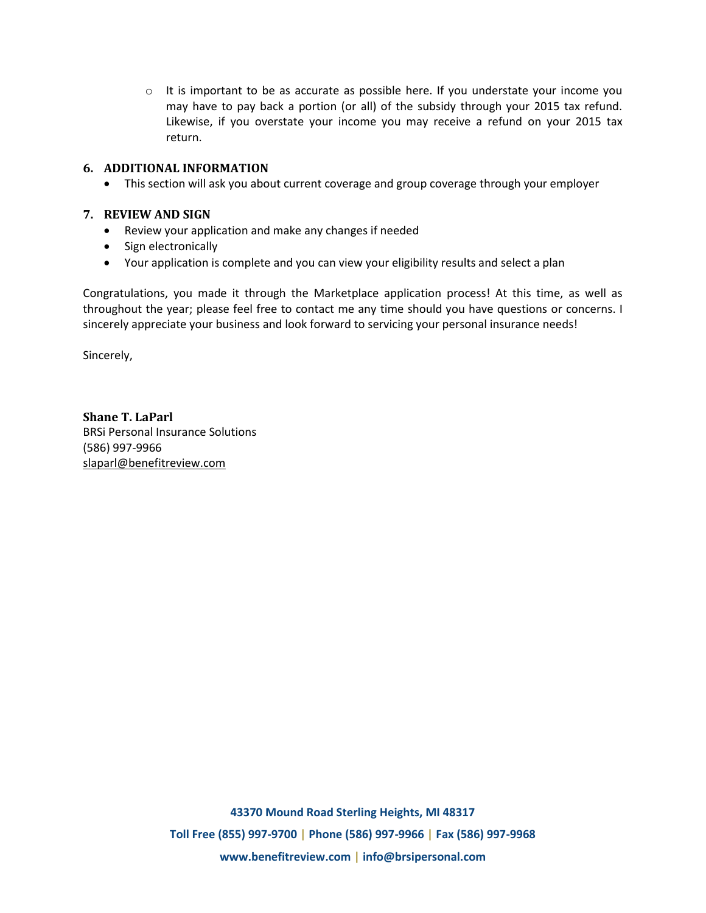- It is important to be as accurate as possible here. If you understate your income you may have to pay back a portion (or all) of the subsidy through your 2015 tax refund. Likewise, if you overstate your income you may receive a refund on your 2015 tax return.

6. **ADDITIONAL INFORMATION**
   - This section will ask you about current coverage and group coverage through your employer

7. **REVIEW AND SIGN**
   - Review your application and make any changes if needed
   - Sign electronically
   - Your application is complete and you can view your eligibility results and select a plan

Congratulations, you made it through the Marketplace application process! At this time, as well as throughout the year; please feel free to contact me any time should you have questions or concerns. I sincerely appreciate your business and look forward to servicing your personal insurance needs!

Sincerely,

**Shane T. LaParl**
BRSi Personal Insurance Solutions
(586) 997-9966
slaparl@benefitreview.com

**43370 Mound Road Sterling Heights, MI 48317**

**Toll Free (855) 997-9700 | Phone (586) 997-9966 | Fax (586) 997-9968**

**www.benefitreview.com | info@brsipersonal.com**